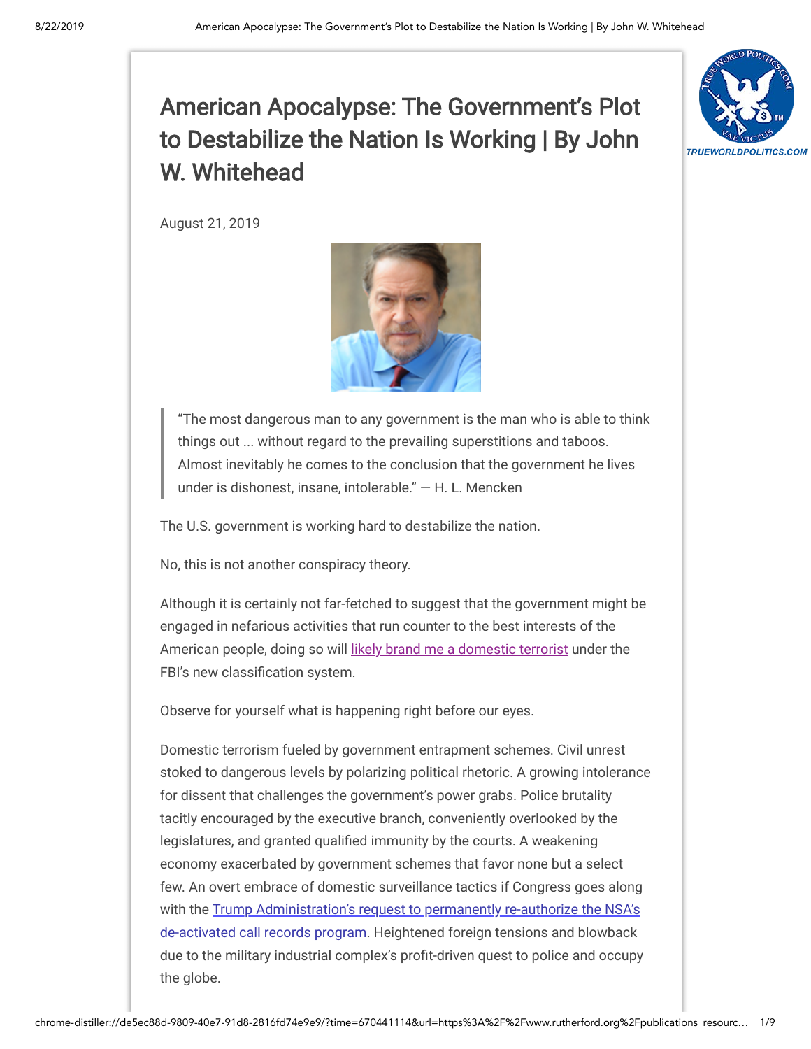# American Apocalypse: The Government's Plot to Destabilize the Nation Is Working | By John W. Whitehead

August 21, 2019

> "The most dangerous man to any government is the man who is able to think things out ... without regard to the prevailing superstitions and taboos. Almost inevitably he comes to the conclusion that the government he lives under is dishonest, insane, intolerable." — H. L. Mencken

The U.S. government is working hard to destabilize the nation.

No, this is not another conspiracy theory.

Although it is certainly not far-fetched to suggest that the government might be engaged in nefarious activities that run counter to the best interests of the American people, doing so will likely brand me a domestic terrorist under the FBI's new classification system.

Observe for yourself what is happening right before our eyes.

Domestic terrorism fueled by government entrapment schemes. Civil unrest stoked to dangerous levels by polarizing political rhetoric. A growing intolerance for dissent that challenges the government's power grabs. Police brutality tacitly encouraged by the executive branch, conveniently overlooked by the legislatures, and granted qualified immunity by the courts. A weakening economy exacerbated by government schemes that favor none but a select few. An overt embrace of domestic surveillance tactics if Congress goes along with the Trump Administration's request to permanently re-authorize the NSA's de-activated call records program. Heightened foreign tensions and blowback due to the military industrial complex's profit-driven quest to police and occupy the globe.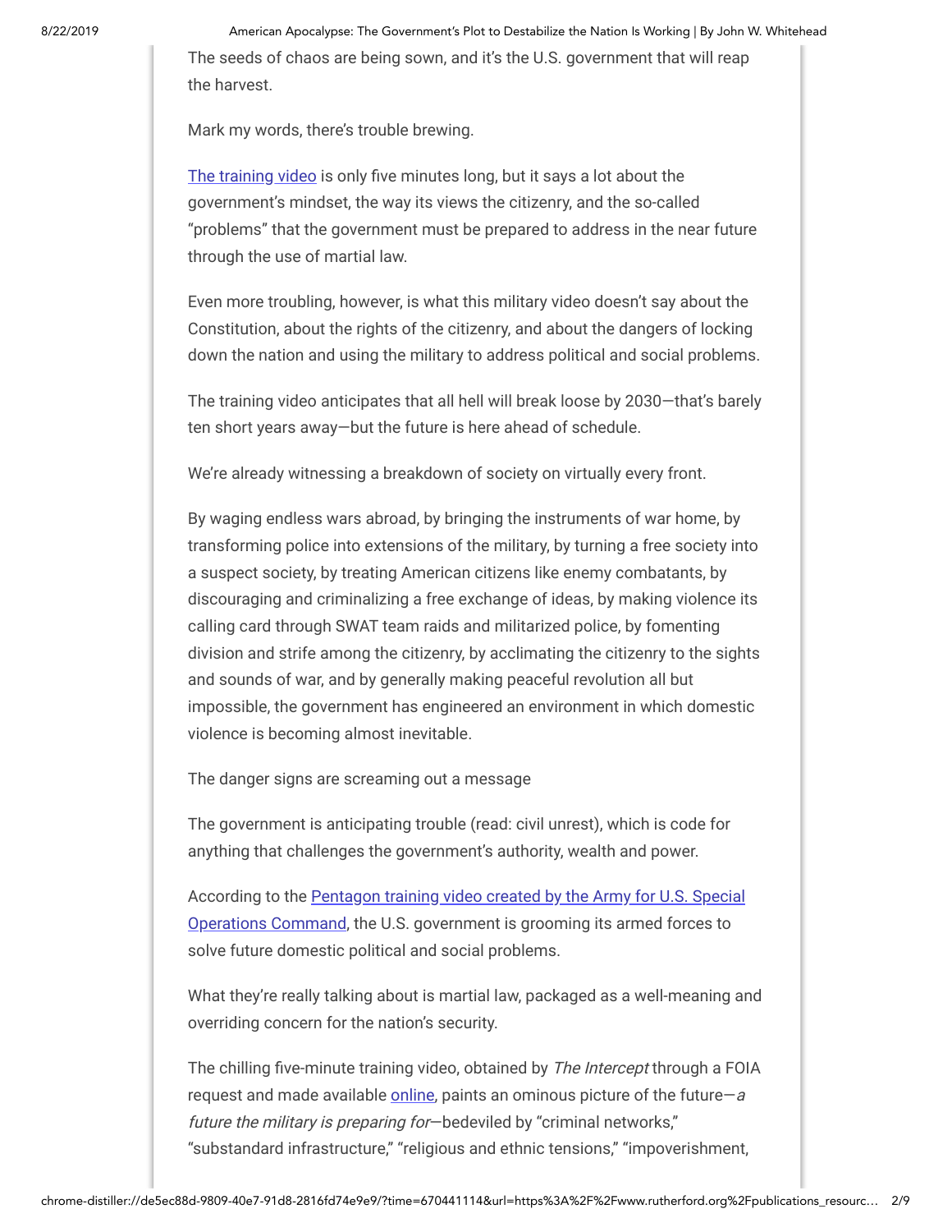The seeds of chaos are being sown, and it's the U.S. government that will reap the harvest.

Mark my words, there's trouble brewing.

[The training video](#) is only five minutes long, but it says a lot about the government's mindset, the way its views the citizenry, and the so-called "problems" that the government must be prepared to address in the near future through the use of martial law.

Even more troubling, however, is what this military video doesn't say about the Constitution, about the rights of the citizenry, and about the dangers of locking down the nation and using the military to address political and social problems.

The training video anticipates that all hell will break loose by 2030—that's barely ten short years away—but the future is here ahead of schedule.

We're already witnessing a breakdown of society on virtually every front.

By waging endless wars abroad, by bringing the instruments of war home, by transforming police into extensions of the military, by turning a free society into a suspect society, by treating American citizens like enemy combatants, by discouraging and criminalizing a free exchange of ideas, by making violence its calling card through SWAT team raids and militarized police, by fomenting division and strife among the citizenry, by acclimating the citizenry to the sights and sounds of war, and by generally making peaceful revolution all but impossible, the government has engineered an environment in which domestic violence is becoming almost inevitable.

The danger signs are screaming out a message

The government is anticipating trouble (read: civil unrest), which is code for anything that challenges the government's authority, wealth and power.

According to the [Pentagon training video created by the Army for U.S. Special Operations Command](#), the U.S. government is grooming its armed forces to solve future domestic political and social problems.

What they're really talking about is martial law, packaged as a well-meaning and overriding concern for the nation's security.

The chilling five-minute training video, obtained by *The Intercept* through a FOIA request and made available [online](#), paints an ominous picture of the future—*a future the military is preparing for*—bedeviled by "criminal networks," "substandard infrastructure," "religious and ethnic tensions," "impoverishment,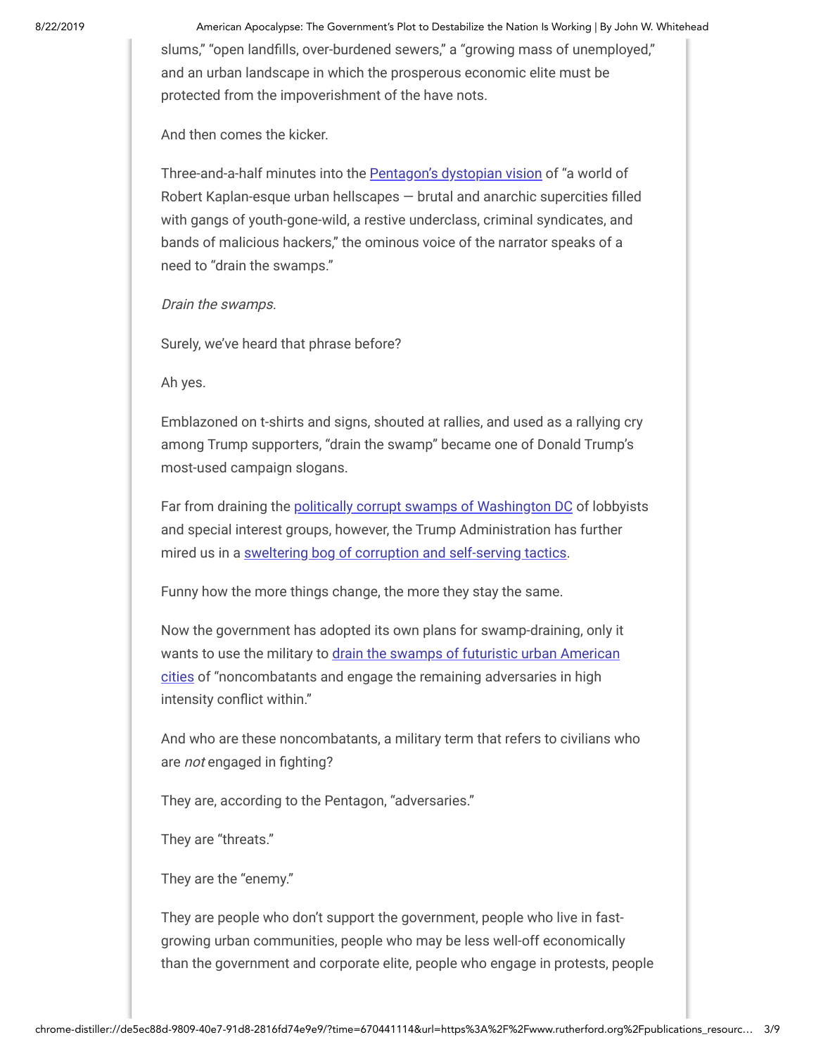slums," "open landfills, over-burdened sewers," a "growing mass of unemployed," and an urban landscape in which the prosperous economic elite must be protected from the impoverishment of the have nots.

And then comes the kicker.

Three-and-a-half minutes into the [Pentagon's dystopian vision]() of "a world of Robert Kaplan-esque urban hellscapes — brutal and anarchic supercities filled with gangs of youth-gone-wild, a restive underclass, criminal syndicates, and bands of malicious hackers," the ominous voice of the narrator speaks of a need to "drain the swamps."

*Drain the swamps.*

Surely, we've heard that phrase before?

Ah yes.

Emblazoned on t-shirts and signs, shouted at rallies, and used as a rallying cry among Trump supporters, "drain the swamp" became one of Donald Trump's most-used campaign slogans.

Far from draining the [politically corrupt swamps of Washington DC]() of lobbyists and special interest groups, however, the Trump Administration has further mired us in a [sweltering bog of corruption and self-serving tactics]().

Funny how the more things change, the more they stay the same.

Now the government has adopted its own plans for swamp-draining, only it wants to use the military to [drain the swamps of futuristic urban American cities]() of "noncombatants and engage the remaining adversaries in high intensity conflict within."

And who are these noncombatants, a military term that refers to civilians who are *not* engaged in fighting?

They are, according to the Pentagon, "adversaries."

They are "threats."

They are the "enemy."

They are people who don't support the government, people who live in fast-growing urban communities, people who may be less well-off economically than the government and corporate elite, people who engage in protests, people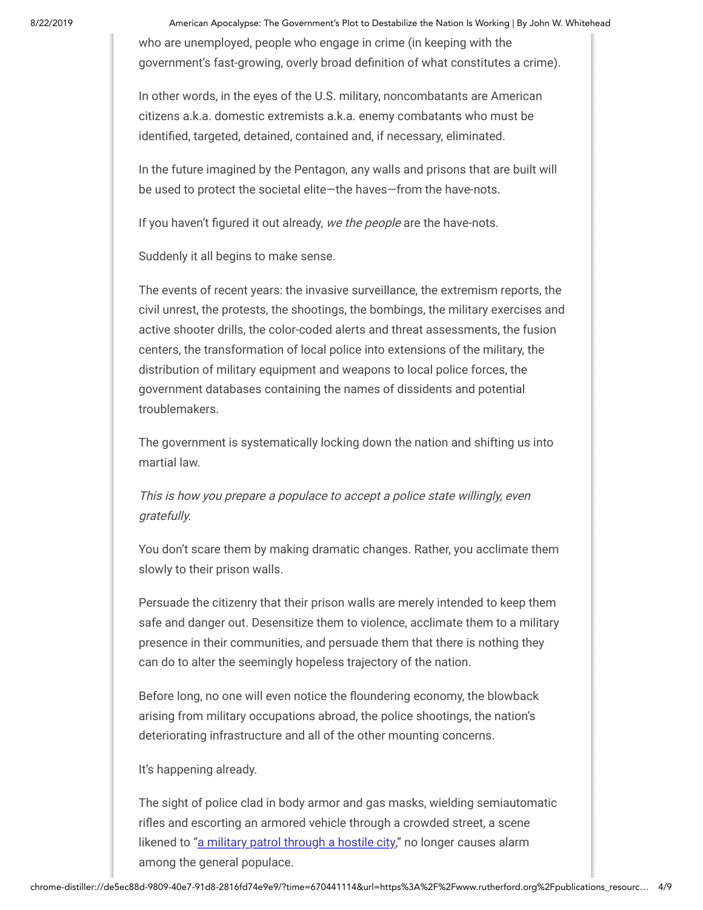who are unemployed, people who engage in crime (in keeping with the government's fast-growing, overly broad definition of what constitutes a crime).

In other words, in the eyes of the U.S. military, noncombatants are American citizens a.k.a. domestic extremists a.k.a. enemy combatants who must be identified, targeted, detained, contained and, if necessary, eliminated.

In the future imagined by the Pentagon, any walls and prisons that are built will be used to protect the societal elite—the haves—from the have-nots.

If you haven't figured it out already, *we the people* are the have-nots.

Suddenly it all begins to make sense.

The events of recent years: the invasive surveillance, the extremism reports, the civil unrest, the protests, the shootings, the bombings, the military exercises and active shooter drills, the color-coded alerts and threat assessments, the fusion centers, the transformation of local police into extensions of the military, the distribution of military equipment and weapons to local police forces, the government databases containing the names of dissidents and potential troublemakers.

The government is systematically locking down the nation and shifting us into martial law.

*This is how you prepare a populace to accept a police state willingly, even gratefully.*

You don't scare them by making dramatic changes. Rather, you acclimate them slowly to their prison walls.

Persuade the citizenry that their prison walls are merely intended to keep them safe and danger out. Desensitize them to violence, acclimate them to a military presence in their communities, and persuade them that there is nothing they can do to alter the seemingly hopeless trajectory of the nation.

Before long, no one will even notice the floundering economy, the blowback arising from military occupations abroad, the police shootings, the nation's deteriorating infrastructure and all of the other mounting concerns.

It's happening already.

The sight of police clad in body armor and gas masks, wielding semiautomatic rifles and escorting an armored vehicle through a crowded street, a scene likened to "a military patrol through a hostile city," no longer causes alarm among the general populace.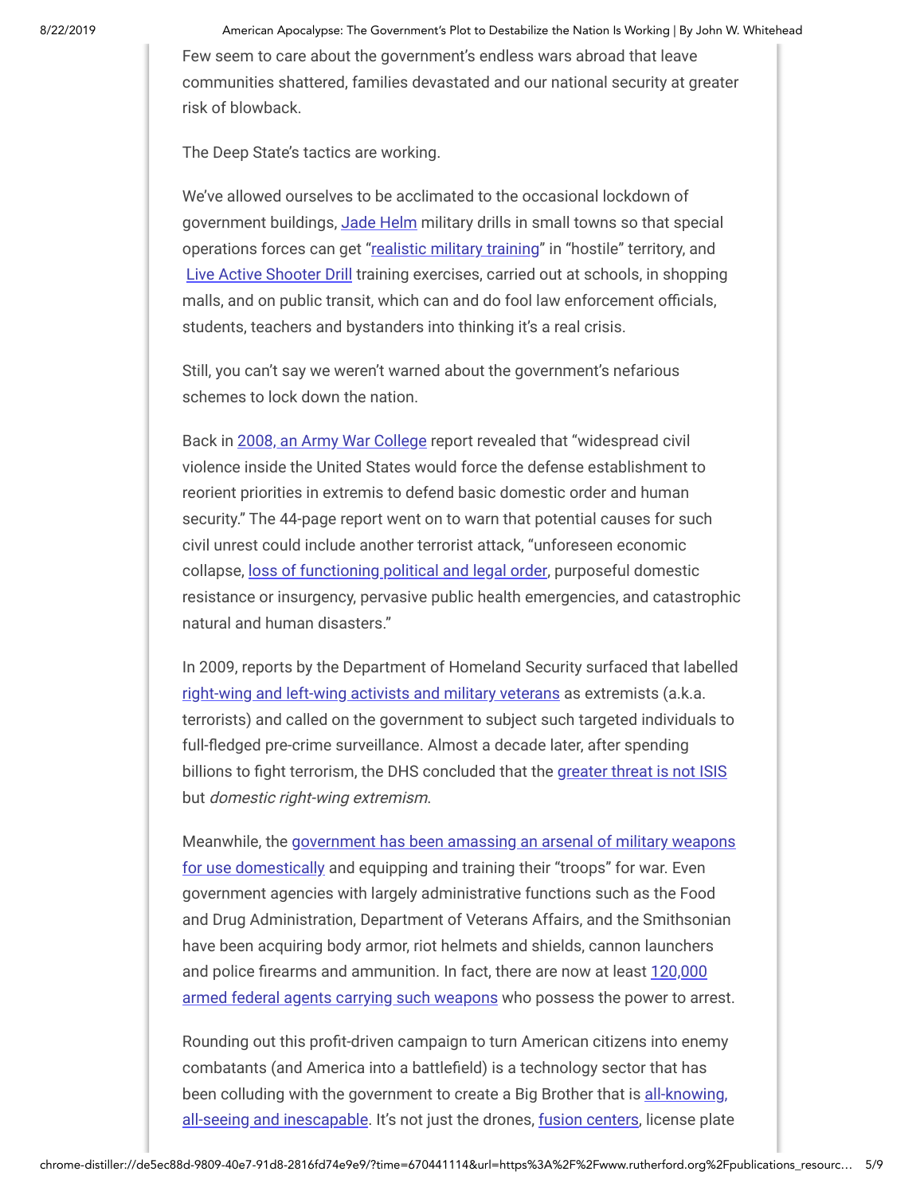Few seem to care about the government's endless wars abroad that leave communities shattered, families devastated and our national security at greater risk of blowback.

The Deep State's tactics are working.

We've allowed ourselves to be acclimated to the occasional lockdown of government buildings, Jade Helm military drills in small towns so that special operations forces can get "realistic military training" in "hostile" territory, and Live Active Shooter Drill training exercises, carried out at schools, in shopping malls, and on public transit, which can and do fool law enforcement officials, students, teachers and bystanders into thinking it's a real crisis.

Still, you can't say we weren't warned about the government's nefarious schemes to lock down the nation.

Back in 2008, an Army War College report revealed that "widespread civil violence inside the United States would force the defense establishment to reorient priorities in extremis to defend basic domestic order and human security." The 44-page report went on to warn that potential causes for such civil unrest could include another terrorist attack, "unforeseen economic collapse, loss of functioning political and legal order, purposeful domestic resistance or insurgency, pervasive public health emergencies, and catastrophic natural and human disasters."

In 2009, reports by the Department of Homeland Security surfaced that labelled right-wing and left-wing activists and military veterans as extremists (a.k.a. terrorists) and called on the government to subject such targeted individuals to full-fledged pre-crime surveillance. Almost a decade later, after spending billions to fight terrorism, the DHS concluded that the greater threat is not ISIS but *domestic right-wing extremism.*

Meanwhile, the government has been amassing an arsenal of military weapons for use domestically and equipping and training their "troops" for war. Even government agencies with largely administrative functions such as the Food and Drug Administration, Department of Veterans Affairs, and the Smithsonian have been acquiring body armor, riot helmets and shields, cannon launchers and police firearms and ammunition. In fact, there are now at least 120,000 armed federal agents carrying such weapons who possess the power to arrest.

Rounding out this profit-driven campaign to turn American citizens into enemy combatants (and America into a battlefield) is a technology sector that has been colluding with the government to create a Big Brother that is all-knowing, all-seeing and inescapable. It's not just the drones, fusion centers, license plate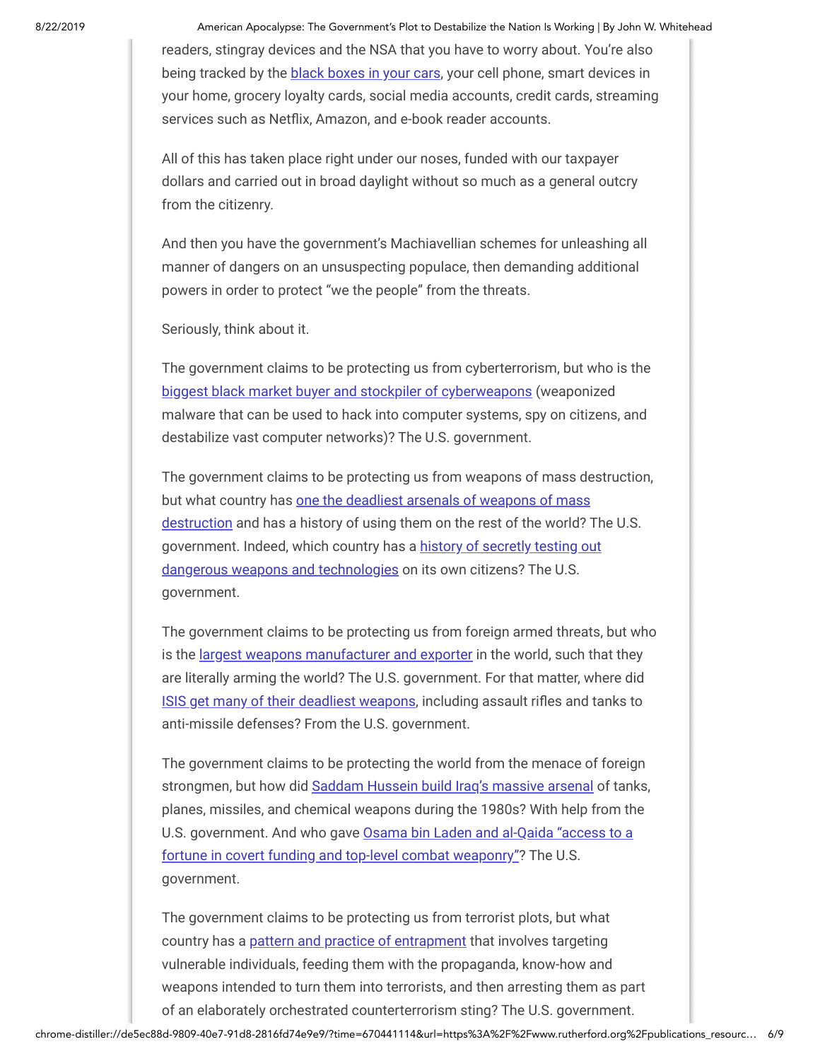readers, stingray devices and the NSA that you have to worry about. You're also being tracked by the black boxes in your cars, your cell phone, smart devices in your home, grocery loyalty cards, social media accounts, credit cards, streaming services such as Netflix, Amazon, and e-book reader accounts.

All of this has taken place right under our noses, funded with our taxpayer dollars and carried out in broad daylight without so much as a general outcry from the citizenry.

And then you have the government's Machiavellian schemes for unleashing all manner of dangers on an unsuspecting populace, then demanding additional powers in order to protect "we the people" from the threats.

Seriously, think about it.

The government claims to be protecting us from cyberterrorism, but who is the biggest black market buyer and stockpiler of cyberweapons (weaponized malware that can be used to hack into computer systems, spy on citizens, and destabilize vast computer networks)? The U.S. government.

The government claims to be protecting us from weapons of mass destruction, but what country has one the deadliest arsenals of weapons of mass destruction and has a history of using them on the rest of the world? The U.S. government. Indeed, which country has a history of secretly testing out dangerous weapons and technologies on its own citizens? The U.S. government.

The government claims to be protecting us from foreign armed threats, but who is the largest weapons manufacturer and exporter in the world, such that they are literally arming the world? The U.S. government. For that matter, where did ISIS get many of their deadliest weapons, including assault rifles and tanks to anti-missile defenses? From the U.S. government.

The government claims to be protecting the world from the menace of foreign strongmen, but how did Saddam Hussein build Iraq's massive arsenal of tanks, planes, missiles, and chemical weapons during the 1980s? With help from the U.S. government. And who gave Osama bin Laden and al-Qaida "access to a fortune in covert funding and top-level combat weaponry"? The U.S. government.

The government claims to be protecting us from terrorist plots, but what country has a pattern and practice of entrapment that involves targeting vulnerable individuals, feeding them with the propaganda, know-how and weapons intended to turn them into terrorists, and then arresting them as part of an elaborately orchestrated counterterrorism sting? The U.S. government.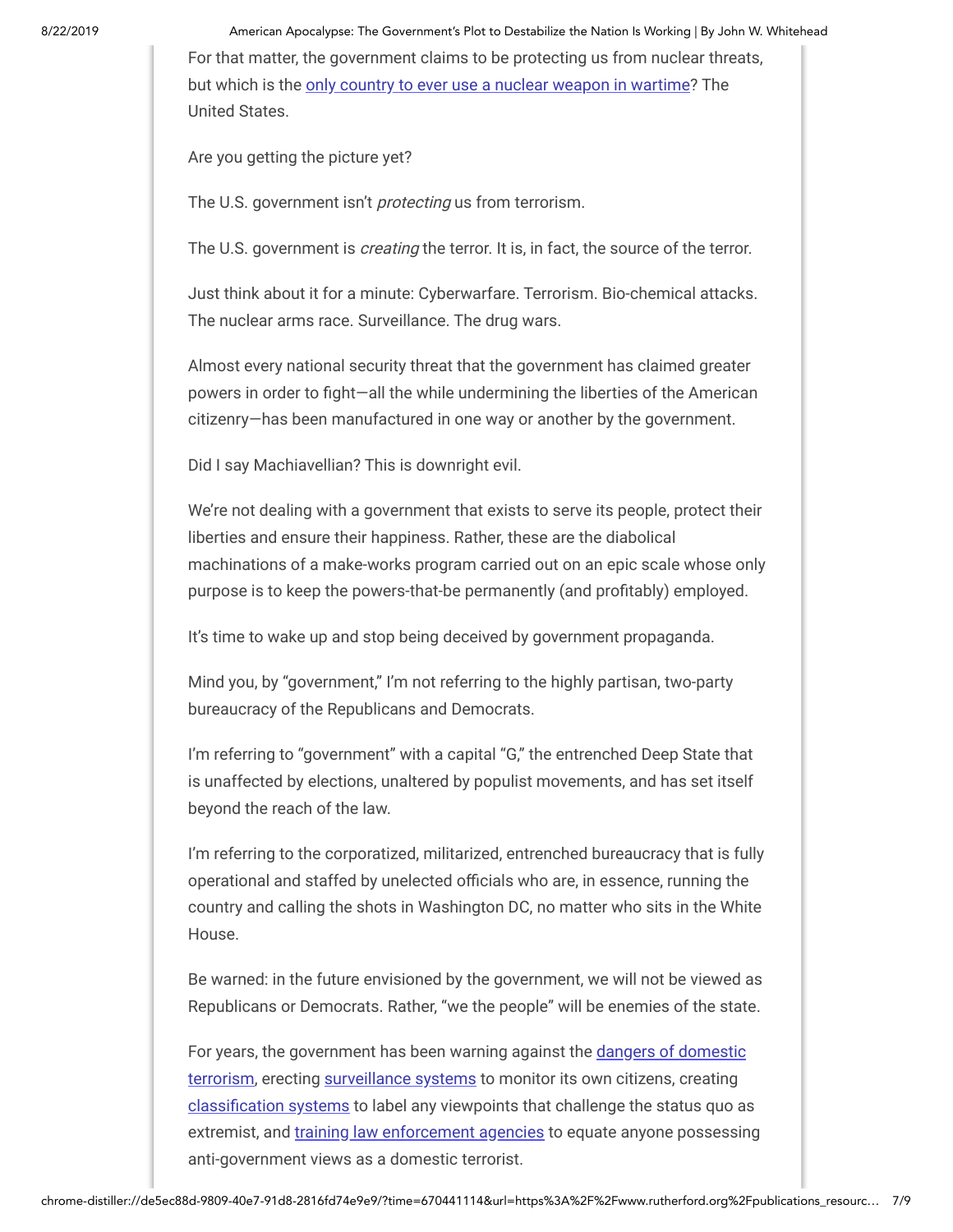For that matter, the government claims to be protecting us from nuclear threats, but which is the [only country to ever use a nuclear weapon in wartime]? The United States.

Are you getting the picture yet?

The U.S. government isn't *protecting* us from terrorism.

The U.S. government is *creating* the terror. It is, in fact, the source of the terror.

Just think about it for a minute: Cyberwarfare. Terrorism. Bio-chemical attacks. The nuclear arms race. Surveillance. The drug wars.

Almost every national security threat that the government has claimed greater powers in order to fight—all the while undermining the liberties of the American citizenry—has been manufactured in one way or another by the government.

Did I say Machiavellian? This is downright evil.

We're not dealing with a government that exists to serve its people, protect their liberties and ensure their happiness. Rather, these are the diabolical machinations of a make-works program carried out on an epic scale whose only purpose is to keep the powers-that-be permanently (and profitably) employed.

It's time to wake up and stop being deceived by government propaganda.

Mind you, by "government," I'm not referring to the highly partisan, two-party bureaucracy of the Republicans and Democrats.

I'm referring to "government" with a capital "G," the entrenched Deep State that is unaffected by elections, unaltered by populist movements, and has set itself beyond the reach of the law.

I'm referring to the corporatized, militarized, entrenched bureaucracy that is fully operational and staffed by unelected officials who are, in essence, running the country and calling the shots in Washington DC, no matter who sits in the White House.

Be warned: in the future envisioned by the government, we will not be viewed as Republicans or Democrats. Rather, "we the people" will be enemies of the state.

For years, the government has been warning against the [dangers of domestic terrorism], erecting [surveillance systems] to monitor its own citizens, creating [classification systems] to label any viewpoints that challenge the status quo as extremist, and [training law enforcement agencies] to equate anyone possessing anti-government views as a domestic terrorist.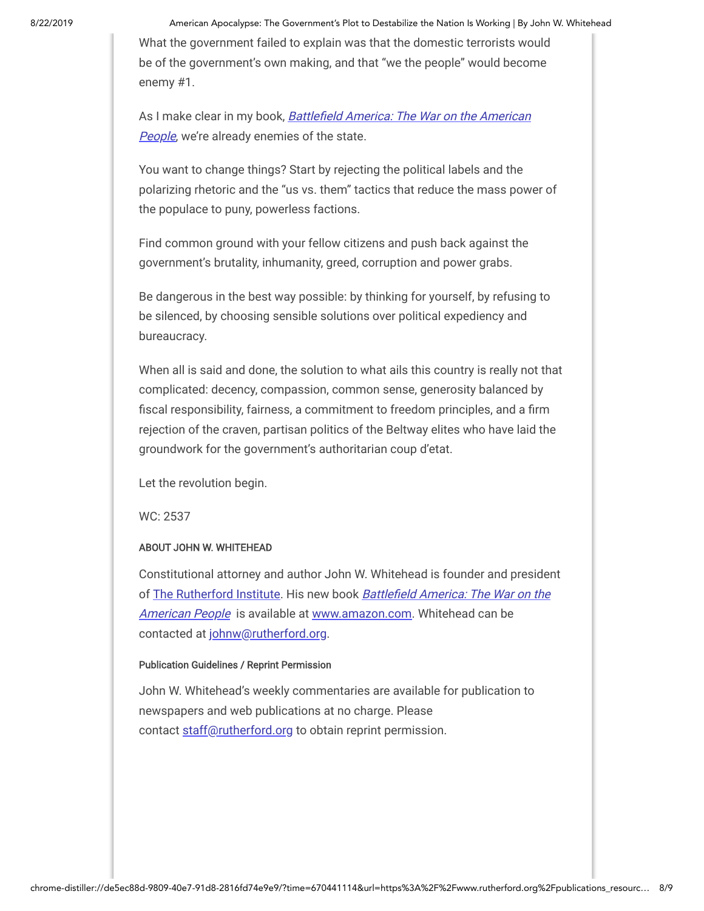What the government failed to explain was that the domestic terrorists would be of the government's own making, and that "we the people" would become enemy #1.

As I make clear in my book, [*Battlefield America: The War on the American People*](), we're already enemies of the state.

You want to change things? Start by rejecting the political labels and the polarizing rhetoric and the "us vs. them" tactics that reduce the mass power of the populace to puny, powerless factions.

Find common ground with your fellow citizens and push back against the government's brutality, inhumanity, greed, corruption and power grabs.

Be dangerous in the best way possible: by thinking for yourself, by refusing to be silenced, by choosing sensible solutions over political expediency and bureaucracy.

When all is said and done, the solution to what ails this country is really not that complicated: decency, compassion, common sense, generosity balanced by fiscal responsibility, fairness, a commitment to freedom principles, and a firm rejection of the craven, partisan politics of the Beltway elites who have laid the groundwork for the government's authoritarian coup d'etat.

Let the revolution begin.

WC: 2537

#### ABOUT JOHN W. WHITEHEAD

Constitutional attorney and author John W. Whitehead is founder and president of The Rutherford Institute. His new book *Battlefield America: The War on the American People* is available at www.amazon.com. Whitehead can be contacted at johnw@rutherford.org.

#### Publication Guidelines / Reprint Permission

John W. Whitehead's weekly commentaries are available for publication to newspapers and web publications at no charge. Please contact staff@rutherford.org to obtain reprint permission.